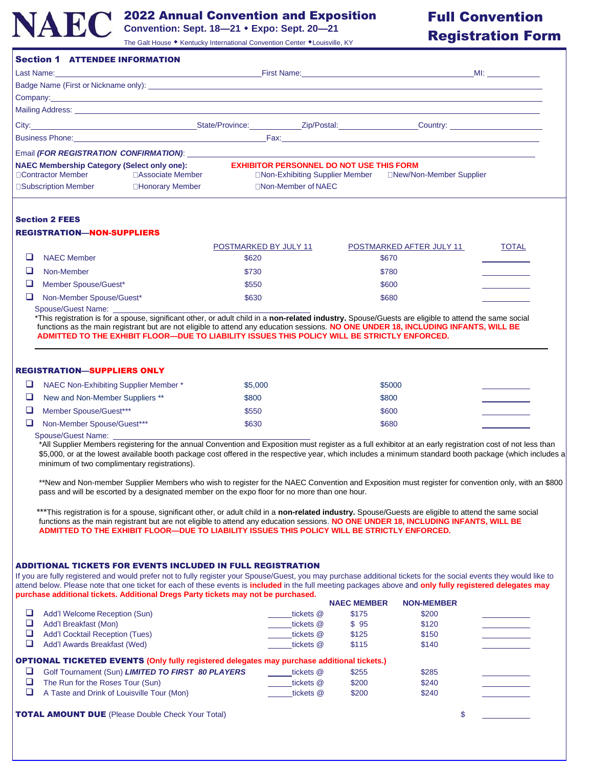# NAEC

## 2022 Annual Convention and Exposition

**Convention: Sept. 18—21 ◆ Expo: Sept. 20—21**

The Galt House ◆ Kentucky International Convention Center ◆Louisville, KY

## Full Convention Registration Form

### Section 1 ATTENDEE INFORMATION

Last Name: ____________________ First Name: ____________________ MI: ________

Badge Name (First or Nickname only): ____________________

Company: ____________________

Mailing Address: ____________________

City: ____________ State/Province: ________ Zip/Postal: ________ Country: ____________

Business Phone: ____________________ Fax: ____________________

Email *(FOR REGISTRATION CONFIRMATION)*: ____________________

**NAEC Membership Category (Select only one):** **EXHIBITOR PERSONNEL DO NOT USE THIS FORM**

☐Contractor Member ☐Associate Member ☐Non-Exhibiting Supplier Member ☐New/Non-Member Supplier

☐Subscription Member ☐Honorary Member ☐Non-Member of NAEC

### Section 2 FEES

#### REGISTRATION—NON-SUPPLIERS

| | POSTMARKED BY JULY 11 | POSTMARKED AFTER JULY 11 | TOTAL |
|---|---|---|---|
| ❑ NAEC Member | $620 | $670 | ________ |
| ❑ Non-Member | $730 | $780 | ________ |
| ❑ Member Spouse/Guest* | $550 | $600 | ________ |
| ❑ Non-Member Spouse/Guest* | $630 | $680 | ________ |

Spouse/Guest Name: ____________________

*This registration is for a spouse, significant other, or adult child in a **non-related industry.** Spouse/Guests are eligible to attend the same social functions as the main registrant but are not eligible to attend any education sessions. **NO ONE UNDER 18, INCLUDING INFANTS, WILL BE ADMITTED TO THE EXHIBIT FLOOR—DUE TO LIABILITY ISSUES THIS POLICY WILL BE STRICTLY ENFORCED.**

#### REGISTRATION—SUPPLIERS ONLY

| | | | |
|---|---|---|---|
| ❑ NAEC Non-Exhibiting Supplier Member * | $5,000 | $5000 | ________ |
| ❑ New and Non-Member Suppliers ** | $800 | $800 | ________ |
| ❑ Member Spouse/Guest*** | $550 | $600 | ________ |
| ❑ Non-Member Spouse/Guest*** | $630 | $680 | ________ |

Spouse/Guest Name: ____________________

*All Supplier Members registering for the annual Convention and Exposition must register as a full exhibitor at an early registration cost of not less than $5,000, or at the lowest available booth package cost offered in the respective year, which includes a minimum standard booth package (which includes a minimum of two complimentary registrations).

**New and Non-member Supplier Members who wish to register for the NAEC Convention and Exposition must register for convention only, with an $800 pass and will be escorted by a designated member on the expo floor for no more than one hour.

***This registration is for a spouse, significant other, or adult child in a **non-related industry.** Spouse/Guests are eligible to attend the same social functions as the main registrant but are not eligible to attend any education sessions. **NO ONE UNDER 18, INCLUDING INFANTS, WILL BE ADMITTED TO THE EXHIBIT FLOOR—DUE TO LIABILITY ISSUES THIS POLICY WILL BE STRICTLY ENFORCED.**

#### ADDITIONAL TICKETS FOR EVENTS INCLUDED IN FULL REGISTRATION

If you are fully registered and would prefer not to fully register your Spouse/Guest, you may purchase additional tickets for the social events they would like to attend below. Please note that one ticket for each of these events is **included** in the full meeting packages above and **only fully registered delegates may purchase additional tickets. Additional Dregs Party tickets may not be purchased.**

| | | NAEC MEMBER | NON-MEMBER | |
|---|---|---|---|---|
| ❑ Add'l Welcome Reception (Sun) | ____tickets @ | $175 | $200 | ________ |
| ❑ Add'l Breakfast (Mon) | ____tickets @ | $ 95 | $120 | ________ |
| ❑ Add'l Cocktail Reception (Tues) | ____tickets @ | $125 | $150 | ________ |
| ❑ Add'l Awards Breakfast (Wed) | ____tickets @ | $115 | $140 | ________ |

**OPTIONAL TICKETED EVENTS (Only fully registered delegates may purchase additional tickets.)**

| | | | | |
|---|---|---|---|---|
| ❑ Golf Tournament (Sun) ***LIMITED TO FIRST 80 PLAYERS*** | ____tickets @ | $255 | $285 | ________ |
| ❑ The Run for the Roses Tour (Sun) | ____tickets @ | $200 | $240 | ________ |
| ❑ A Taste and Drink of Louisville Tour (Mon) | ____tickets @ | $200 | $240 | ________ |

**TOTAL AMOUNT DUE** (Please Double Check Your Total) $ ________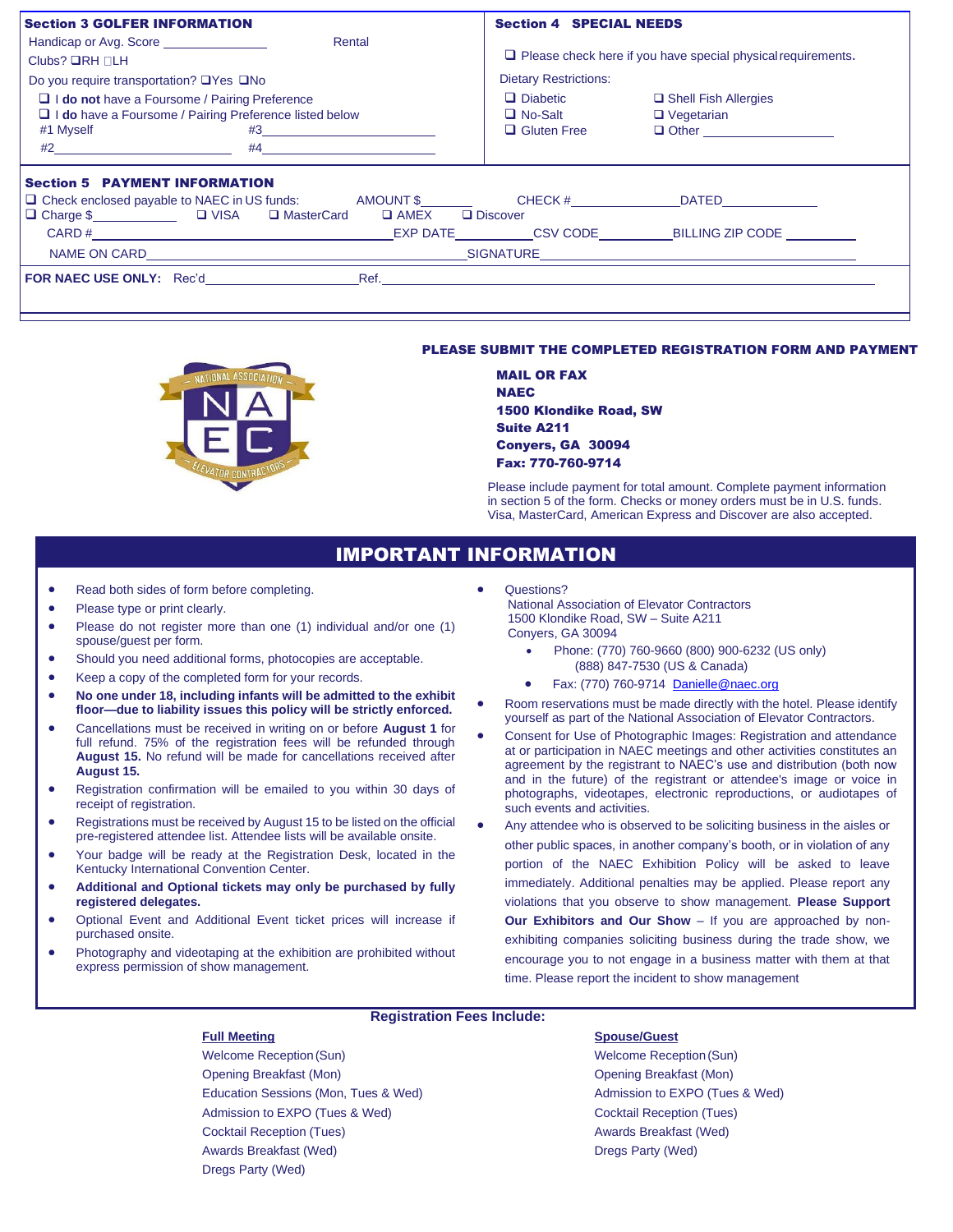## Section 3 GOLFER INFORMATION

Handicap or Avg. Score _______________ Rental

Clubs? ❑RH ❑LH

Do you require transportation? ❑Yes ❑No

❑ I **do not** have a Foursome / Pairing Preference

❑ I **do** have a Foursome / Pairing Preference listed below

#1 Myself #3________________________

#2________________________ #4________________________

## Section 4 SPECIAL NEEDS

❑ Please check here if you have special physical requirements.

Dietary Restrictions:

❑ Diabetic ❑ Shell Fish Allergies

❑ No-Salt ❑ Vegetarian

❑ Gluten Free ❑ Other ________________

## Section 5 PAYMENT INFORMATION

❑ Check enclosed payable to NAEC in US funds: AMOUNT $_______ CHECK #_______________ DATED_____________

❑ Charge $____________ ❑ VISA ❑ MasterCard ❑ AMEX ❑ Discover

CARD #_________________________________________ EXP DATE__________ CSV CODE__________ BILLING ZIP CODE __________

NAME ON CARD_________________________________________ SIGNATURE_________________________________________

**FOR NAEC USE ONLY:** Rec'd____________________ Ref.________________________________________

**PLEASE SUBMIT THE COMPLETED REGISTRATION FORM AND PAYMENT**

**MAIL OR FAX**
**NAEC**
**1500 Klondike Road, SW**
**Suite A211**
**Conyers, GA 30094**
**Fax: 770-760-9714**

Please include payment for total amount. Complete payment information in section 5 of the form. Checks or money orders must be in U.S. funds. Visa, MasterCard, American Express and Discover are also accepted.

## IMPORTANT INFORMATION

- Read both sides of form before completing.
- Please type or print clearly.
- Please do not register more than one (1) individual and/or one (1) spouse/guest per form.
- Should you need additional forms, photocopies are acceptable.
- Keep a copy of the completed form for your records.
- **No one under 18, including infants will be admitted to the exhibit floor—due to liability issues this policy will be strictly enforced.**
- Cancellations must be received in writing on or before **August 1** for full refund. 75% of the registration fees will be refunded through **August 15.** No refund will be made for cancellations received after **August 15.**
- Registration confirmation will be emailed to you within 30 days of receipt of registration.
- Registrations must be received by August 15 to be listed on the official pre-registered attendee list. Attendee lists will be available onsite.
- Your badge will be ready at the Registration Desk, located in the Kentucky International Convention Center.
- **Additional and Optional tickets may only be purchased by fully registered delegates.**
- Optional Event and Additional Event ticket prices will increase if purchased onsite.
- Photography and videotaping at the exhibition are prohibited without express permission of show management.
- Questions?
  National Association of Elevator Contractors
  1500 Klondike Road, SW – Suite A211
  Conyers, GA 30094
  - Phone: (770) 760-9660 (800) 900-6232 (US only)
    (888) 847-7530 (US & Canada)
  - Fax: (770) 760-9714 Danielle@naec.org
- Room reservations must be made directly with the hotel. Please identify yourself as part of the National Association of Elevator Contractors.
- Consent for Use of Photographic Images: Registration and attendance at or participation in NAEC meetings and other activities constitutes an agreement by the registrant to NAEC's use and distribution (both now and in the future) of the registrant or attendee's image or voice in photographs, videotapes, electronic reproductions, or audiotapes of such events and activities.
- Any attendee who is observed to be soliciting business in the aisles or other public spaces, in another company's booth, or in violation of any portion of the NAEC Exhibition Policy will be asked to leave immediately. Additional penalties may be applied. Please report any violations that you observe to show management. **Please Support Our Exhibitors and Our Show** – If you are approached by non-exhibiting companies soliciting business during the trade show, we encourage you to not engage in a business matter with them at that time. Please report the incident to show management

**Registration Fees Include:**

**Full Meeting**
Welcome Reception (Sun)
Opening Breakfast (Mon)
Education Sessions (Mon, Tues & Wed)
Admission to EXPO (Tues & Wed)
Cocktail Reception (Tues)
Awards Breakfast (Wed)
Dregs Party (Wed)

**Spouse/Guest**
Welcome Reception (Sun)
Opening Breakfast (Mon)
Admission to EXPO (Tues & Wed)
Cocktail Reception (Tues)
Awards Breakfast (Wed)
Dregs Party (Wed)